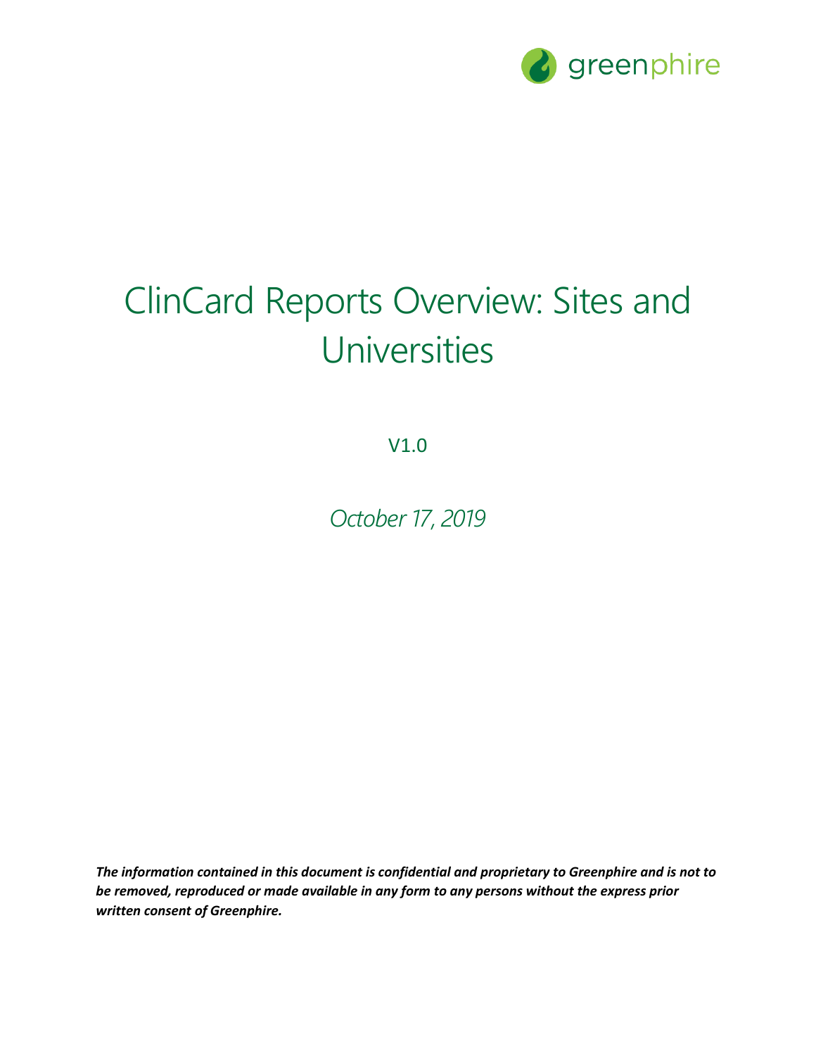greenphire

# ClinCard Reports Overview: Sites and Universities

V1.0

*October 17, 2019*

***The information contained in this document is confidential and proprietary to Greenphire and is not to be removed, reproduced or made available in any form to any persons without the express prior written consent of Greenphire.***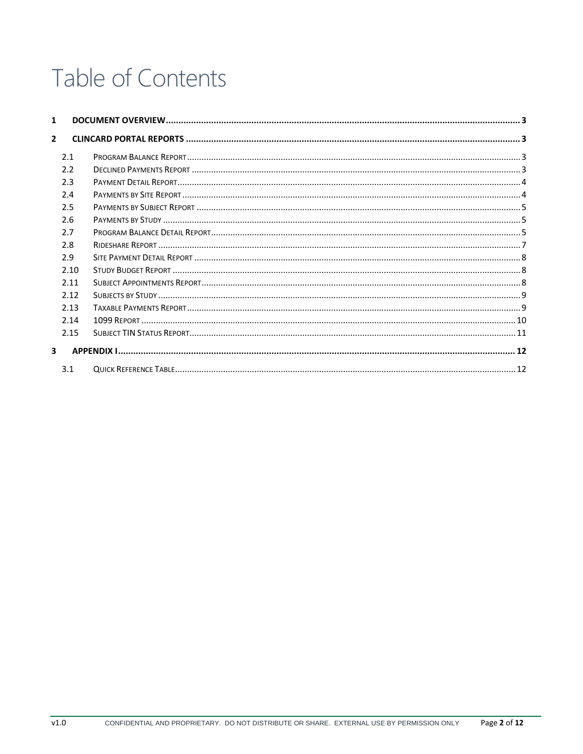# Table of Contents

1 DOCUMENT OVERVIEW ........ 3

2 CLINCARD PORTAL REPORTS ........ 3

- 2.1 Program Balance Report ........ 3
- 2.2 Declined Payments Report ........ 3
- 2.3 Payment Detail Report ........ 4
- 2.4 Payments by Site Report ........ 4
- 2.5 Payments by Subject Report ........ 5
- 2.6 Payments by Study ........ 5
- 2.7 Program Balance Detail Report ........ 5
- 2.8 Rideshare Report ........ 7
- 2.9 Site Payment Detail Report ........ 8
- 2.10 Study Budget Report ........ 8
- 2.11 Subject Appointments Report ........ 8
- 2.12 Subjects by Study ........ 9
- 2.13 Taxable Payments Report ........ 9
- 2.14 1099 Report ........ 10
- 2.15 Subject TIN Status Report ........ 11

3 APPENDIX I ........ 12

- 3.1 Quick Reference Table ........ 12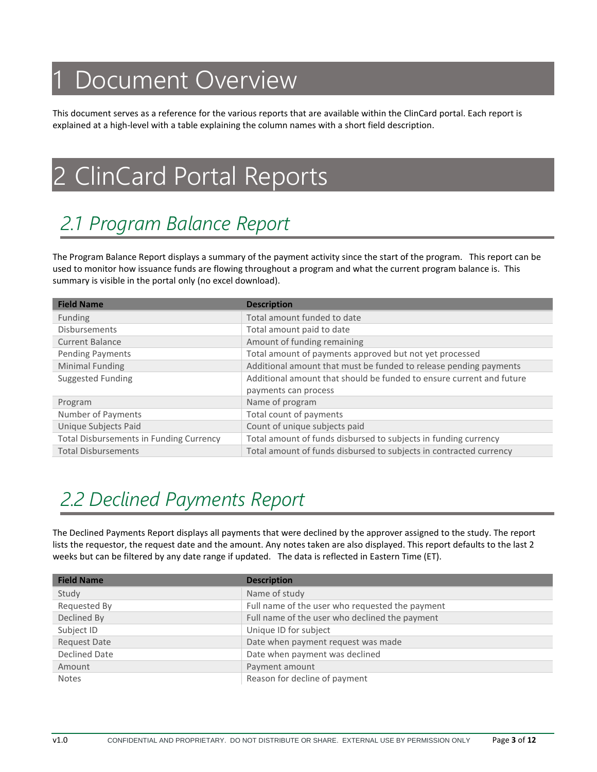# 1 Document Overview

This document serves as a reference for the various reports that are available within the ClinCard portal. Each report is explained at a high-level with a table explaining the column names with a short field description.

# 2 ClinCard Portal Reports

## 2.1 Program Balance Report

The Program Balance Report displays a summary of the payment activity since the start of the program. This report can be used to monitor how issuance funds are flowing throughout a program and what the current program balance is. This summary is visible in the portal only (no excel download).

| Field Name | Description |
|---|---|
| Funding | Total amount funded to date |
| Disbursements | Total amount paid to date |
| Current Balance | Amount of funding remaining |
| Pending Payments | Total amount of payments approved but not yet processed |
| Minimal Funding | Additional amount that must be funded to release pending payments |
| Suggested Funding | Additional amount that should be funded to ensure current and future payments can process |
| Program | Name of program |
| Number of Payments | Total count of payments |
| Unique Subjects Paid | Count of unique subjects paid |
| Total Disbursements in Funding Currency | Total amount of funds disbursed to subjects in funding currency |
| Total Disbursements | Total amount of funds disbursed to subjects in contracted currency |

## 2.2 Declined Payments Report

The Declined Payments Report displays all payments that were declined by the approver assigned to the study. The report lists the requestor, the request date and the amount. Any notes taken are also displayed. This report defaults to the last 2 weeks but can be filtered by any date range if updated. The data is reflected in Eastern Time (ET).

| Field Name | Description |
|---|---|
| Study | Name of study |
| Requested By | Full name of the user who requested the payment |
| Declined By | Full name of the user who declined the payment |
| Subject ID | Unique ID for subject |
| Request Date | Date when payment request was made |
| Declined Date | Date when payment was declined |
| Amount | Payment amount |
| Notes | Reason for decline of payment |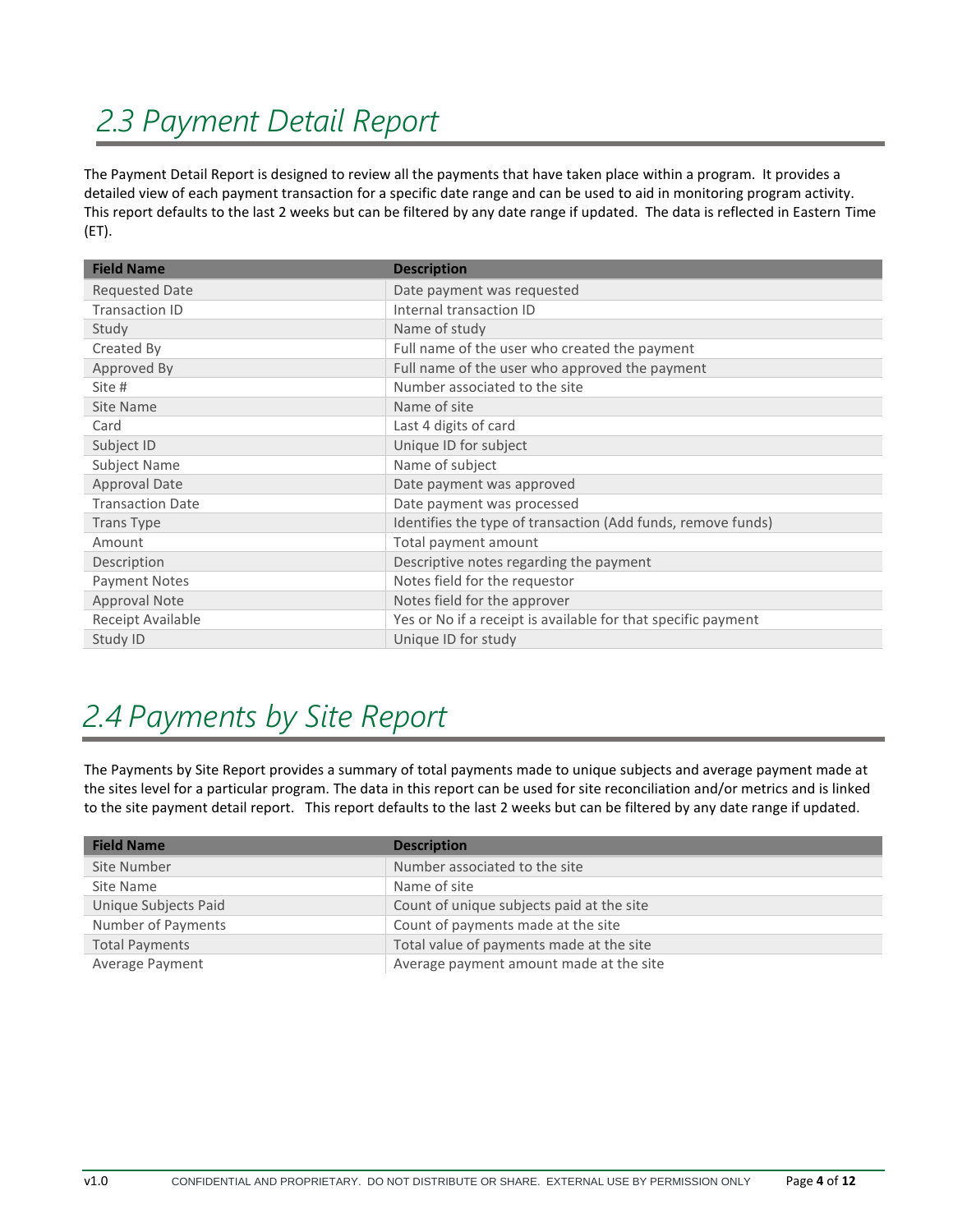## 2.3 Payment Detail Report

The Payment Detail Report is designed to review all the payments that have taken place within a program. It provides a detailed view of each payment transaction for a specific date range and can be used to aid in monitoring program activity. This report defaults to the last 2 weeks but can be filtered by any date range if updated. The data is reflected in Eastern Time (ET).

| Field Name | Description |
|---|---|
| Requested Date | Date payment was requested |
| Transaction ID | Internal transaction ID |
| Study | Name of study |
| Created By | Full name of the user who created the payment |
| Approved By | Full name of the user who approved the payment |
| Site # | Number associated to the site |
| Site Name | Name of site |
| Card | Last 4 digits of card |
| Subject ID | Unique ID for subject |
| Subject Name | Name of subject |
| Approval Date | Date payment was approved |
| Transaction Date | Date payment was processed |
| Trans Type | Identifies the type of transaction (Add funds, remove funds) |
| Amount | Total payment amount |
| Description | Descriptive notes regarding the payment |
| Payment Notes | Notes field for the requestor |
| Approval Note | Notes field for the approver |
| Receipt Available | Yes or No if a receipt is available for that specific payment |
| Study ID | Unique ID for study |

## 2.4 Payments by Site Report

The Payments by Site Report provides a summary of total payments made to unique subjects and average payment made at the sites level for a particular program. The data in this report can be used for site reconciliation and/or metrics and is linked to the site payment detail report. This report defaults to the last 2 weeks but can be filtered by any date range if updated.

| Field Name | Description |
|---|---|
| Site Number | Number associated to the site |
| Site Name | Name of site |
| Unique Subjects Paid | Count of unique subjects paid at the site |
| Number of Payments | Count of payments made at the site |
| Total Payments | Total value of payments made at the site |
| Average Payment | Average payment amount made at the site |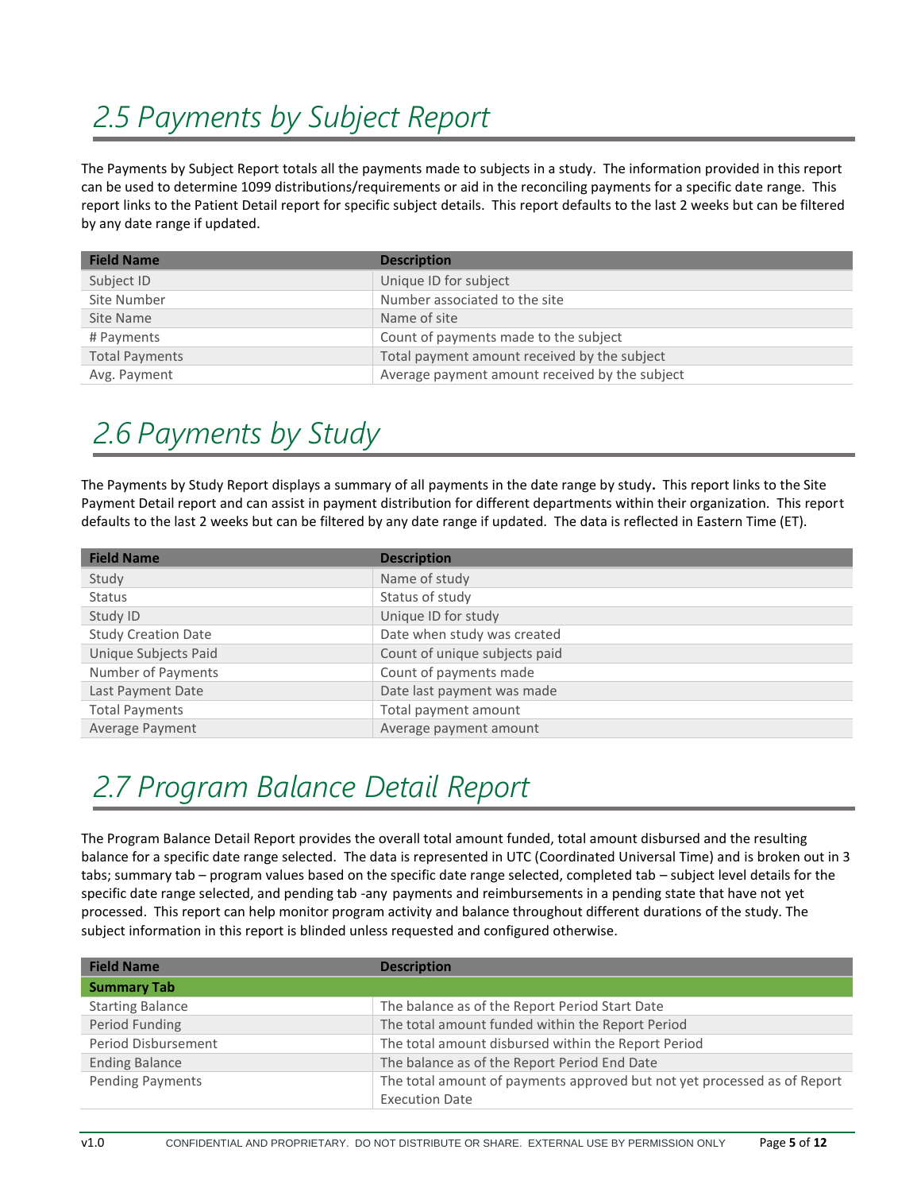## 2.5 Payments by Subject Report

The Payments by Subject Report totals all the payments made to subjects in a study. The information provided in this report can be used to determine 1099 distributions/requirements or aid in the reconciling payments for a specific date range. This report links to the Patient Detail report for specific subject details. This report defaults to the last 2 weeks but can be filtered by any date range if updated.

| Field Name | Description |
|---|---|
| Subject ID | Unique ID for subject |
| Site Number | Number associated to the site |
| Site Name | Name of site |
| # Payments | Count of payments made to the subject |
| Total Payments | Total payment amount received by the subject |
| Avg. Payment | Average payment amount received by the subject |

## 2.6 Payments by Study

The Payments by Study Report displays a summary of all payments in the date range by study**.** This report links to the Site Payment Detail report and can assist in payment distribution for different departments within their organization. This report defaults to the last 2 weeks but can be filtered by any date range if updated. The data is reflected in Eastern Time (ET).

| Field Name | Description |
|---|---|
| Study | Name of study |
| Status | Status of study |
| Study ID | Unique ID for study |
| Study Creation Date | Date when study was created |
| Unique Subjects Paid | Count of unique subjects paid |
| Number of Payments | Count of payments made |
| Last Payment Date | Date last payment was made |
| Total Payments | Total payment amount |
| Average Payment | Average payment amount |

## 2.7 Program Balance Detail Report

The Program Balance Detail Report provides the overall total amount funded, total amount disbursed and the resulting balance for a specific date range selected. The data is represented in UTC (Coordinated Universal Time) and is broken out in 3 tabs; summary tab – program values based on the specific date range selected, completed tab – subject level details for the specific date range selected, and pending tab -any payments and reimbursements in a pending state that have not yet processed. This report can help monitor program activity and balance throughout different durations of the study. The subject information in this report is blinded unless requested and configured otherwise.

| Field Name | Description |
|---|---|
| **Summary Tab** | |
| Starting Balance | The balance as of the Report Period Start Date |
| Period Funding | The total amount funded within the Report Period |
| Period Disbursement | The total amount disbursed within the Report Period |
| Ending Balance | The balance as of the Report Period End Date |
| Pending Payments | The total amount of payments approved but not yet processed as of Report Execution Date |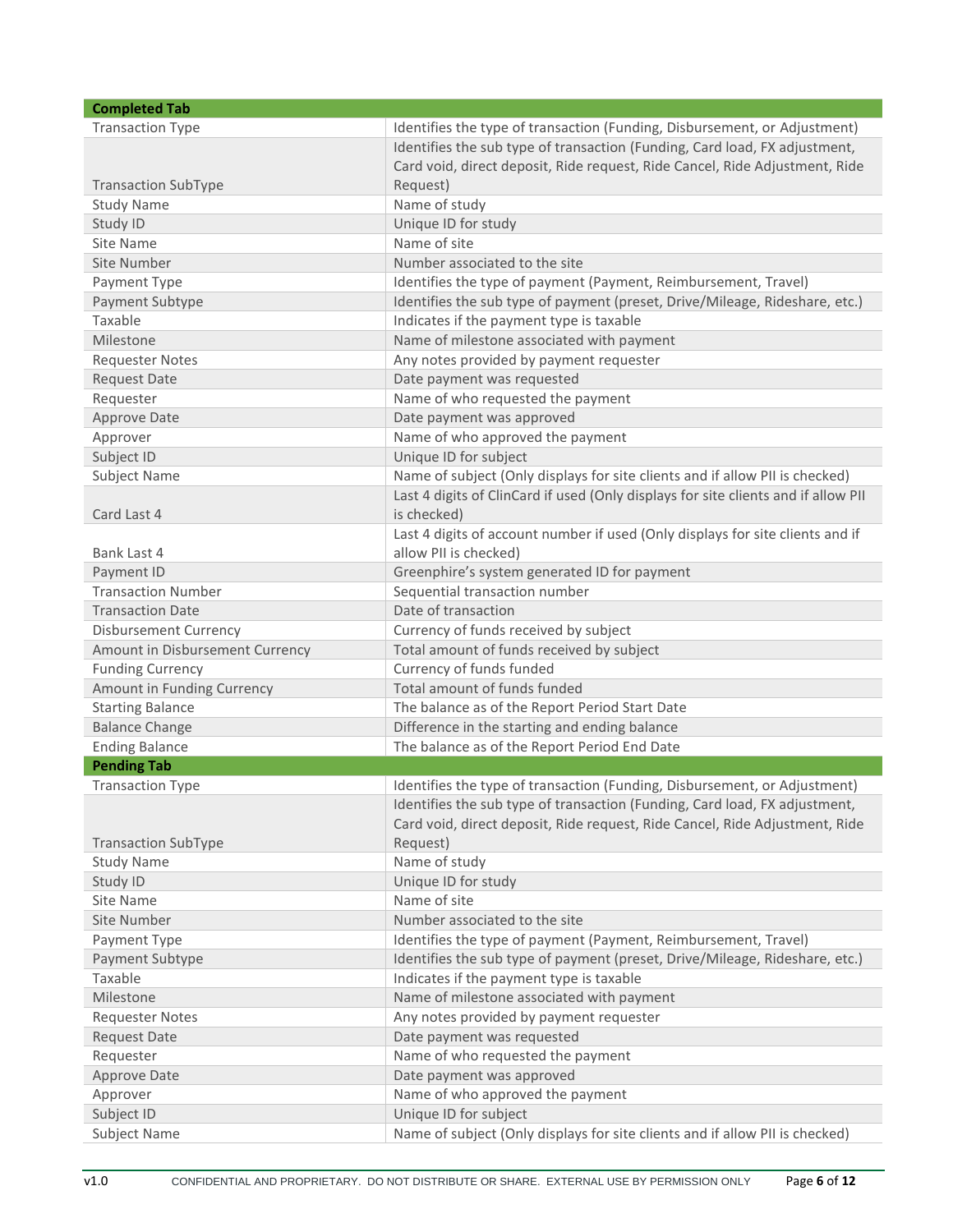| Completed Tab | |
|---|---|
| Transaction Type | Identifies the type of transaction (Funding, Disbursement, or Adjustment) |
| Transaction SubType | Identifies the sub type of transaction (Funding, Card load, FX adjustment, Card void, direct deposit, Ride request, Ride Cancel, Ride Adjustment, Ride Request) |
| Study Name | Name of study |
| Study ID | Unique ID for study |
| Site Name | Name of site |
| Site Number | Number associated to the site |
| Payment Type | Identifies the type of payment (Payment, Reimbursement, Travel) |
| Payment Subtype | Identifies the sub type of payment (preset, Drive/Mileage, Rideshare, etc.) |
| Taxable | Indicates if the payment type is taxable |
| Milestone | Name of milestone associated with payment |
| Requester Notes | Any notes provided by payment requester |
| Request Date | Date payment was requested |
| Requester | Name of who requested the payment |
| Approve Date | Date payment was approved |
| Approver | Name of who approved the payment |
| Subject ID | Unique ID for subject |
| Subject Name | Name of subject (Only displays for site clients and if allow PII is checked) |
| Card Last 4 | Last 4 digits of ClinCard if used (Only displays for site clients and if allow PII is checked) |
| Bank Last 4 | Last 4 digits of account number if used (Only displays for site clients and if allow PII is checked) |
| Payment ID | Greenphire's system generated ID for payment |
| Transaction Number | Sequential transaction number |
| Transaction Date | Date of transaction |
| Disbursement Currency | Currency of funds received by subject |
| Amount in Disbursement Currency | Total amount of funds received by subject |
| Funding Currency | Currency of funds funded |
| Amount in Funding Currency | Total amount of funds funded |
| Starting Balance | The balance as of the Report Period Start Date |
| Balance Change | Difference in the starting and ending balance |
| Ending Balance | The balance as of the Report Period End Date |
| **Pending Tab** | |
| Transaction Type | Identifies the type of transaction (Funding, Disbursement, or Adjustment) |
| Transaction SubType | Identifies the sub type of transaction (Funding, Card load, FX adjustment, Card void, direct deposit, Ride request, Ride Cancel, Ride Adjustment, Ride Request) |
| Study Name | Name of study |
| Study ID | Unique ID for study |
| Site Name | Name of site |
| Site Number | Number associated to the site |
| Payment Type | Identifies the type of payment (Payment, Reimbursement, Travel) |
| Payment Subtype | Identifies the sub type of payment (preset, Drive/Mileage, Rideshare, etc.) |
| Taxable | Indicates if the payment type is taxable |
| Milestone | Name of milestone associated with payment |
| Requester Notes | Any notes provided by payment requester |
| Request Date | Date payment was requested |
| Requester | Name of who requested the payment |
| Approve Date | Date payment was approved |
| Approver | Name of who approved the payment |
| Subject ID | Unique ID for subject |
| Subject Name | Name of subject (Only displays for site clients and if allow PII is checked) |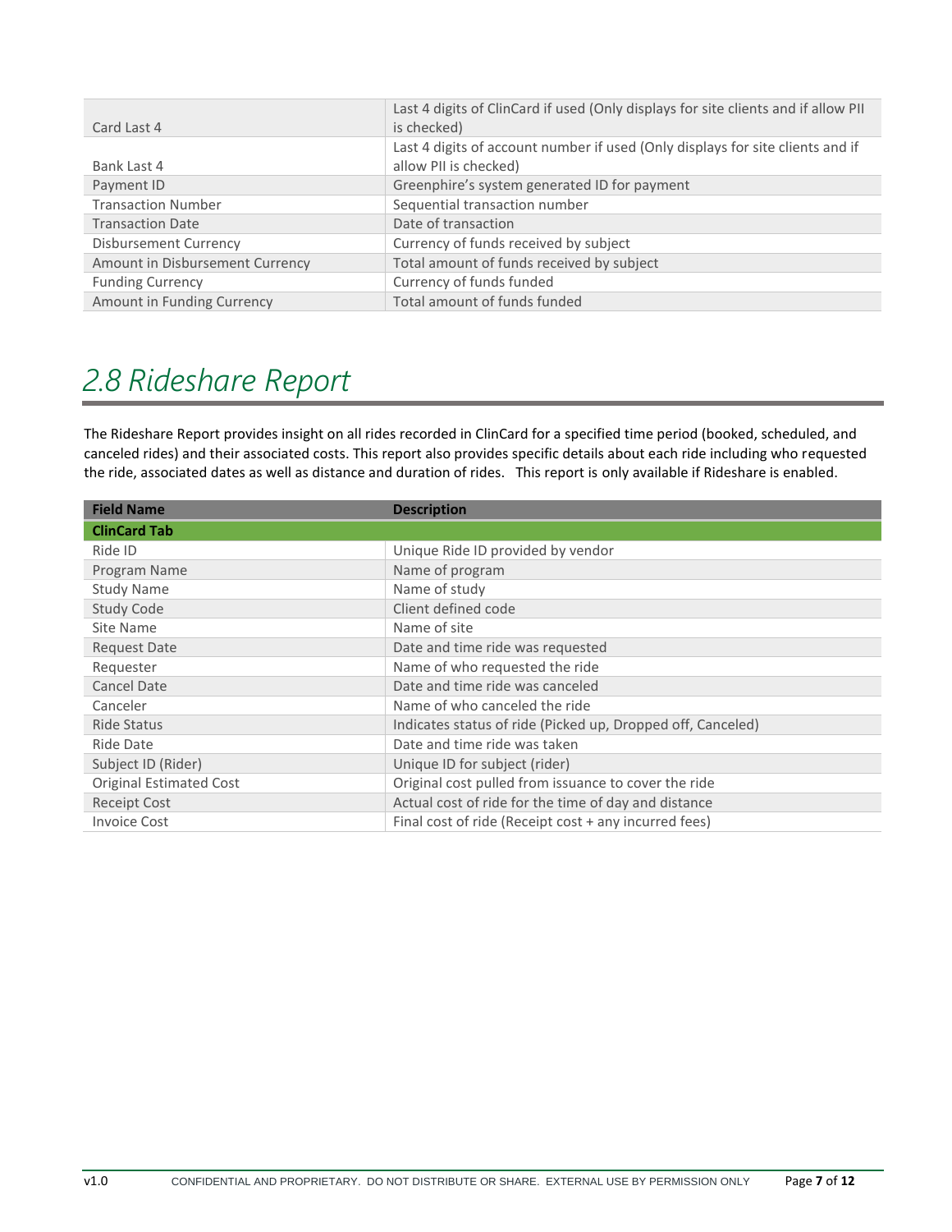| | |
|---|---|
| Card Last 4 | Last 4 digits of ClinCard if used (Only displays for site clients and if allow PII is checked) |
| Bank Last 4 | Last 4 digits of account number if used (Only displays for site clients and if allow PII is checked) |
| Payment ID | Greenphire's system generated ID for payment |
| Transaction Number | Sequential transaction number |
| Transaction Date | Date of transaction |
| Disbursement Currency | Currency of funds received by subject |
| Amount in Disbursement Currency | Total amount of funds received by subject |
| Funding Currency | Currency of funds funded |
| Amount in Funding Currency | Total amount of funds funded |

## *2.8 Rideshare Report*

The Rideshare Report provides insight on all rides recorded in ClinCard for a specified time period (booked, scheduled, and canceled rides) and their associated costs. This report also provides specific details about each ride including who requested the ride, associated dates as well as distance and duration of rides. This report is only available if Rideshare is enabled.

| Field Name | Description |
|---|---|
| **ClinCard Tab** | |
| Ride ID | Unique Ride ID provided by vendor |
| Program Name | Name of program |
| Study Name | Name of study |
| Study Code | Client defined code |
| Site Name | Name of site |
| Request Date | Date and time ride was requested |
| Requester | Name of who requested the ride |
| Cancel Date | Date and time ride was canceled |
| Canceler | Name of who canceled the ride |
| Ride Status | Indicates status of ride (Picked up, Dropped off, Canceled) |
| Ride Date | Date and time ride was taken |
| Subject ID (Rider) | Unique ID for subject (rider) |
| Original Estimated Cost | Original cost pulled from issuance to cover the ride |
| Receipt Cost | Actual cost of ride for the time of day and distance |
| Invoice Cost | Final cost of ride (Receipt cost + any incurred fees) |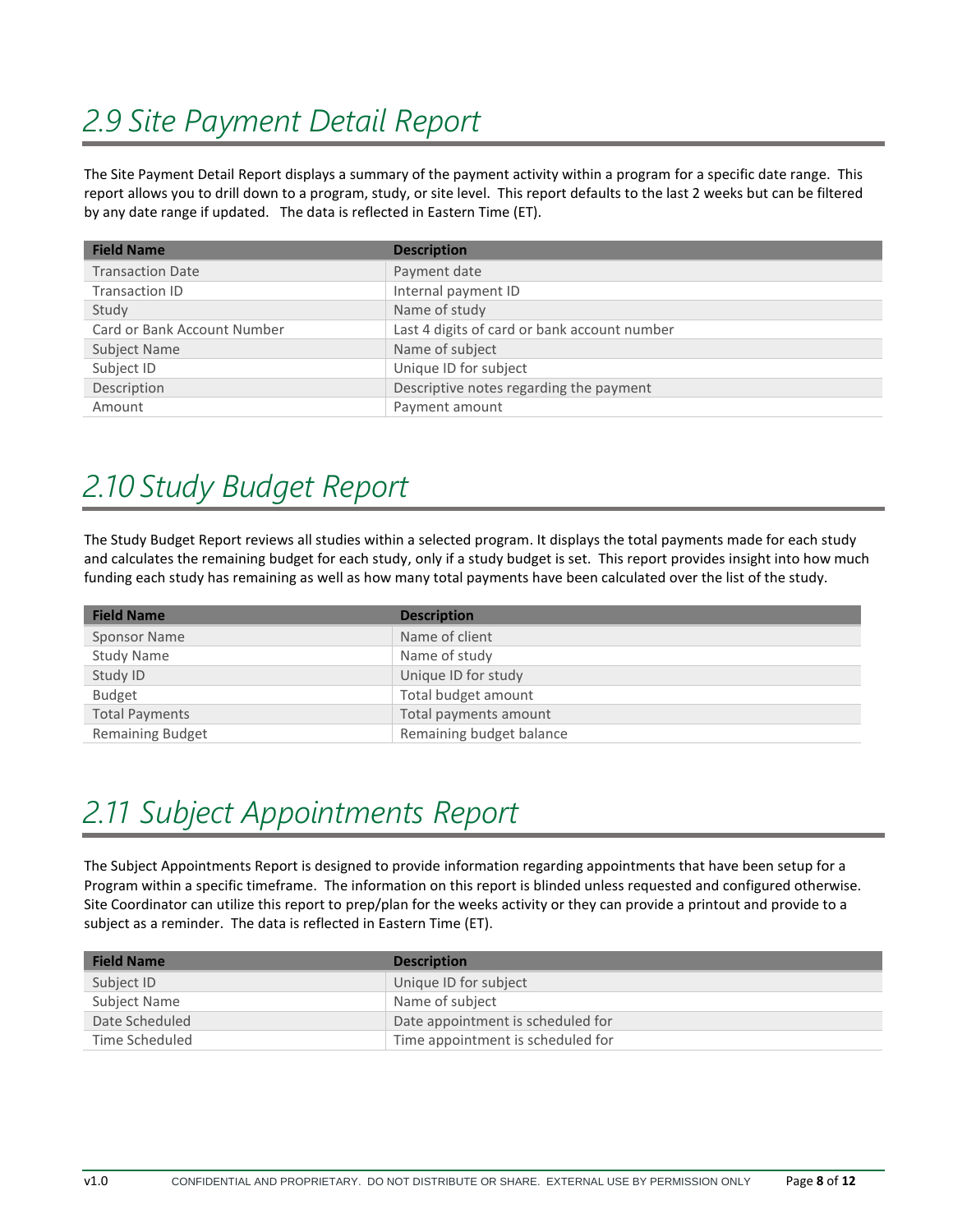## 2.9 Site Payment Detail Report

The Site Payment Detail Report displays a summary of the payment activity within a program for a specific date range. This report allows you to drill down to a program, study, or site level. This report defaults to the last 2 weeks but can be filtered by any date range if updated. The data is reflected in Eastern Time (ET).

| Field Name | Description |
| --- | --- |
| Transaction Date | Payment date |
| Transaction ID | Internal payment ID |
| Study | Name of study |
| Card or Bank Account Number | Last 4 digits of card or bank account number |
| Subject Name | Name of subject |
| Subject ID | Unique ID for subject |
| Description | Descriptive notes regarding the payment |
| Amount | Payment amount |

## 2.10 Study Budget Report

The Study Budget Report reviews all studies within a selected program. It displays the total payments made for each study and calculates the remaining budget for each study, only if a study budget is set. This report provides insight into how much funding each study has remaining as well as how many total payments have been calculated over the list of the study.

| Field Name | Description |
| --- | --- |
| Sponsor Name | Name of client |
| Study Name | Name of study |
| Study ID | Unique ID for study |
| Budget | Total budget amount |
| Total Payments | Total payments amount |
| Remaining Budget | Remaining budget balance |

## 2.11 Subject Appointments Report

The Subject Appointments Report is designed to provide information regarding appointments that have been setup for a Program within a specific timeframe. The information on this report is blinded unless requested and configured otherwise. Site Coordinator can utilize this report to prep/plan for the weeks activity or they can provide a printout and provide to a subject as a reminder. The data is reflected in Eastern Time (ET).

| Field Name | Description |
| --- | --- |
| Subject ID | Unique ID for subject |
| Subject Name | Name of subject |
| Date Scheduled | Date appointment is scheduled for |
| Time Scheduled | Time appointment is scheduled for |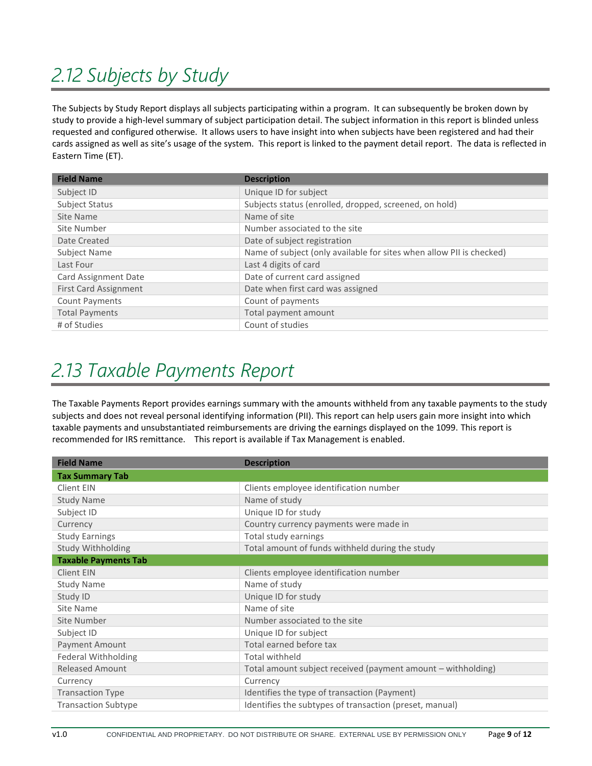# 2.12 Subjects by Study

The Subjects by Study Report displays all subjects participating within a program. It can subsequently be broken down by study to provide a high-level summary of subject participation detail. The subject information in this report is blinded unless requested and configured otherwise. It allows users to have insight into when subjects have been registered and had their cards assigned as well as site's usage of the system. This report is linked to the payment detail report. The data is reflected in Eastern Time (ET).

| Field Name | Description |
|---|---|
| Subject ID | Unique ID for subject |
| Subject Status | Subjects status (enrolled, dropped, screened, on hold) |
| Site Name | Name of site |
| Site Number | Number associated to the site |
| Date Created | Date of subject registration |
| Subject Name | Name of subject (only available for sites when allow PII is checked) |
| Last Four | Last 4 digits of card |
| Card Assignment Date | Date of current card assigned |
| First Card Assignment | Date when first card was assigned |
| Count Payments | Count of payments |
| Total Payments | Total payment amount |
| # of Studies | Count of studies |

# 2.13 Taxable Payments Report

The Taxable Payments Report provides earnings summary with the amounts withheld from any taxable payments to the study subjects and does not reveal personal identifying information (PII). This report can help users gain more insight into which taxable payments and unsubstantiated reimbursements are driving the earnings displayed on the 1099. This report is recommended for IRS remittance. This report is available if Tax Management is enabled.

| Field Name | Description |
|---|---|
| **Tax Summary Tab** | |
| Client EIN | Clients employee identification number |
| Study Name | Name of study |
| Subject ID | Unique ID for study |
| Currency | Country currency payments were made in |
| Study Earnings | Total study earnings |
| Study Withholding | Total amount of funds withheld during the study |
| **Taxable Payments Tab** | |
| Client EIN | Clients employee identification number |
| Study Name | Name of study |
| Study ID | Unique ID for study |
| Site Name | Name of site |
| Site Number | Number associated to the site |
| Subject ID | Unique ID for subject |
| Payment Amount | Total earned before tax |
| Federal Withholding | Total withheld |
| Released Amount | Total amount subject received (payment amount – withholding) |
| Currency | Currency |
| Transaction Type | Identifies the type of transaction (Payment) |
| Transaction Subtype | Identifies the subtypes of transaction (preset, manual) |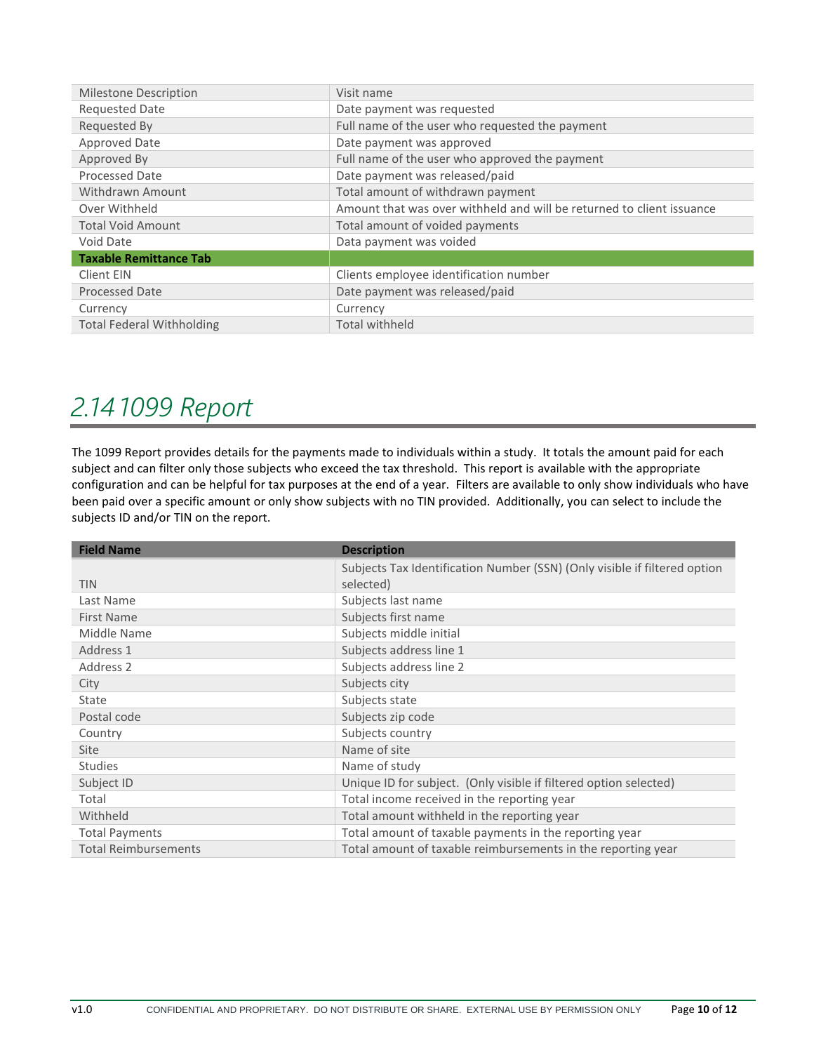| | |
|---|---|
| Milestone Description | Visit name |
| Requested Date | Date payment was requested |
| Requested By | Full name of the user who requested the payment |
| Approved Date | Date payment was approved |
| Approved By | Full name of the user who approved the payment |
| Processed Date | Date payment was released/paid |
| Withdrawn Amount | Total amount of withdrawn payment |
| Over Withheld | Amount that was over withheld and will be returned to client issuance |
| Total Void Amount | Total amount of voided payments |
| Void Date | Data payment was voided |
| **Taxable Remittance Tab** | |
| Client EIN | Clients employee identification number |
| Processed Date | Date payment was released/paid |
| Currency | Currency |
| Total Federal Withholding | Total withheld |

## *2.14 1099 Report*

The 1099 Report provides details for the payments made to individuals within a study. It totals the amount paid for each subject and can filter only those subjects who exceed the tax threshold. This report is available with the appropriate configuration and can be helpful for tax purposes at the end of a year. Filters are available to only show individuals who have been paid over a specific amount or only show subjects with no TIN provided. Additionally, you can select to include the subjects ID and/or TIN on the report.

| Field Name | Description |
|---|---|
| TIN | Subjects Tax Identification Number (SSN) (Only visible if filtered option selected) |
| Last Name | Subjects last name |
| First Name | Subjects first name |
| Middle Name | Subjects middle initial |
| Address 1 | Subjects address line 1 |
| Address 2 | Subjects address line 2 |
| City | Subjects city |
| State | Subjects state |
| Postal code | Subjects zip code |
| Country | Subjects country |
| Site | Name of site |
| Studies | Name of study |
| Subject ID | Unique ID for subject. (Only visible if filtered option selected) |
| Total | Total income received in the reporting year |
| Withheld | Total amount withheld in the reporting year |
| Total Payments | Total amount of taxable payments in the reporting year |
| Total Reimbursements | Total amount of taxable reimbursements in the reporting year |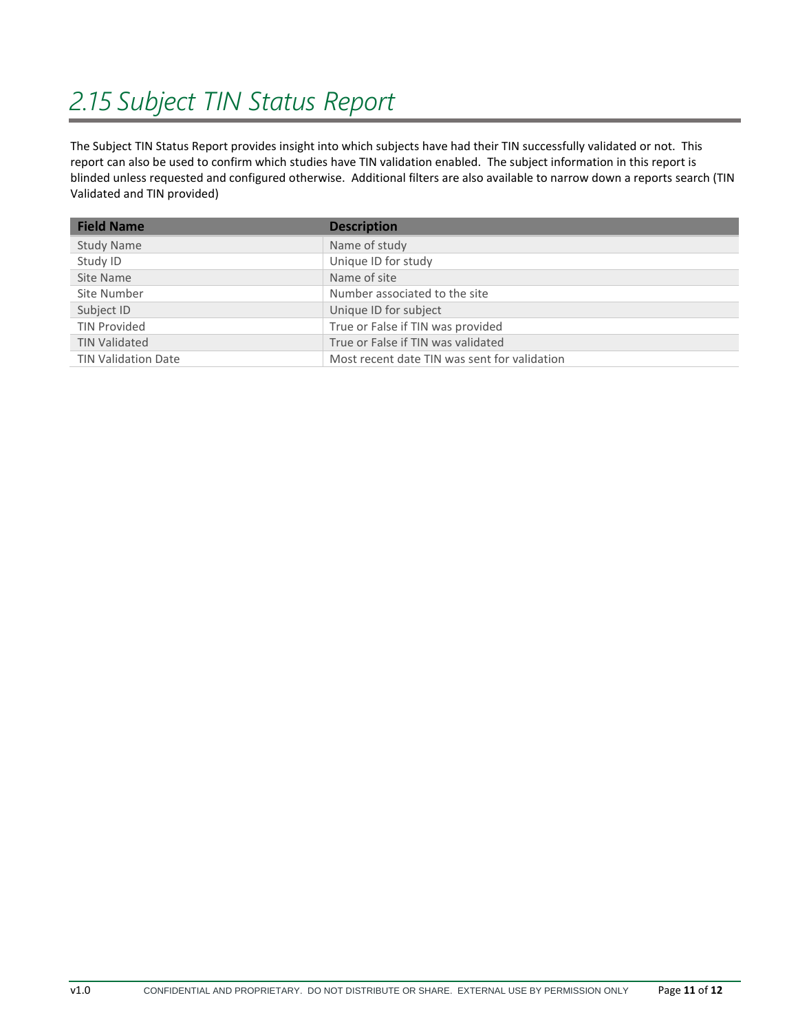## *2.15 Subject TIN Status Report*

The Subject TIN Status Report provides insight into which subjects have had their TIN successfully validated or not. This report can also be used to confirm which studies have TIN validation enabled. The subject information in this report is blinded unless requested and configured otherwise. Additional filters are also available to narrow down a reports search (TIN Validated and TIN provided)

| Field Name | Description |
| --- | --- |
| Study Name | Name of study |
| Study ID | Unique ID for study |
| Site Name | Name of site |
| Site Number | Number associated to the site |
| Subject ID | Unique ID for subject |
| TIN Provided | True or False if TIN was provided |
| TIN Validated | True or False if TIN was validated |
| TIN Validation Date | Most recent date TIN was sent for validation |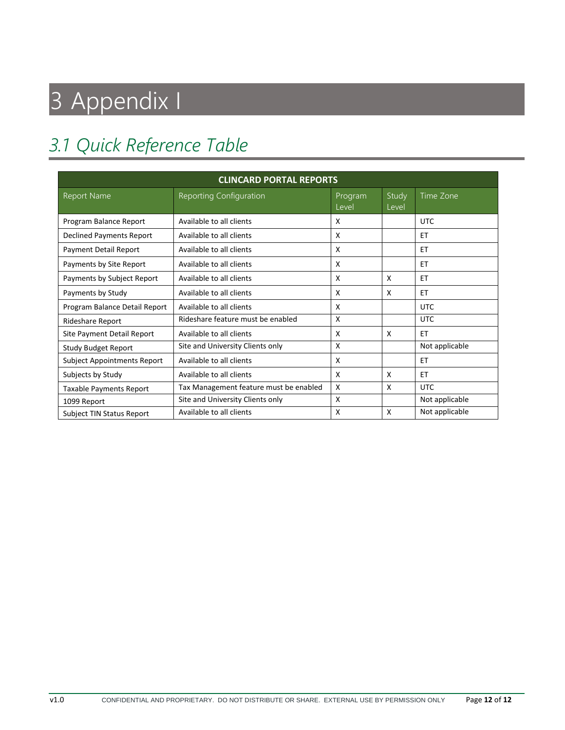# 3 Appendix I

## 3.1 Quick Reference Table

| CLINCARD PORTAL REPORTS | | | | |
|---|---|---|---|---|
| Report Name | Reporting Configuration | Program Level | Study Level | Time Zone |
| Program Balance Report | Available to all clients | X | | UTC |
| Declined Payments Report | Available to all clients | X | | ET |
| Payment Detail Report | Available to all clients | X | | ET |
| Payments by Site Report | Available to all clients | X | | ET |
| Payments by Subject Report | Available to all clients | X | X | ET |
| Payments by Study | Available to all clients | X | X | ET |
| Program Balance Detail Report | Available to all clients | X | | UTC |
| Rideshare Report | Rideshare feature must be enabled | X | | UTC |
| Site Payment Detail Report | Available to all clients | X | X | ET |
| Study Budget Report | Site and University Clients only | X | | Not applicable |
| Subject Appointments Report | Available to all clients | X | | ET |
| Subjects by Study | Available to all clients | X | X | ET |
| Taxable Payments Report | Tax Management feature must be enabled | X | X | UTC |
| 1099 Report | Site and University Clients only | X | | Not applicable |
| Subject TIN Status Report | Available to all clients | X | X | Not applicable |